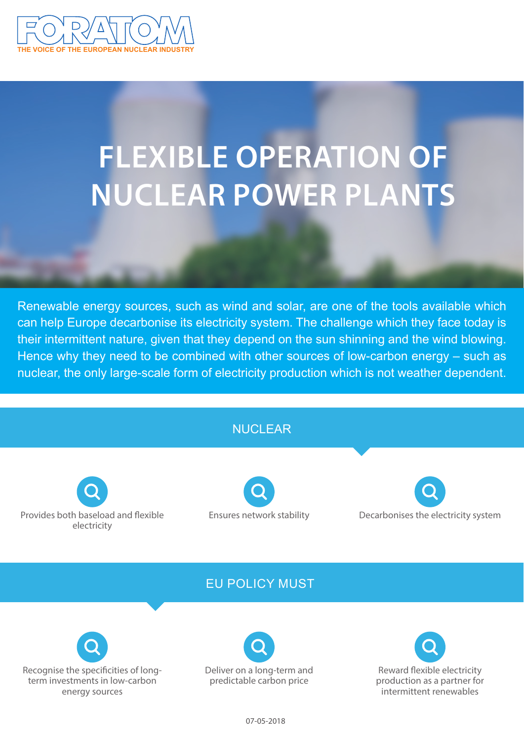FORATOM

THE VOICE OF THE EUROPEAN NUCLEAR INDUSTRY

# FLEXIBLE OPERATION OF NUCLEAR POWER PLANTS

Renewable energy sources, such as wind and solar, are one of the tools available which can help Europe decarbonise its electricity system. The challenge which they face today is their intermittent nature, given that they depend on the sun shinning and the wind blowing. Hence why they need to be combined with other sources of low-carbon energy – such as nuclear, the only large-scale form of electricity production which is not weather dependent.

## NUCLEAR

- Provides both baseload and flexible electricity
- Ensures network stability
- Decarbonises the electricity system

## EU POLICY MUST

- Recognise the specificities of long-term investments in low-carbon energy sources
- Deliver on a long-term and predictable carbon price
- Reward flexible electricity production as a partner for intermittent renewables

07-05-2018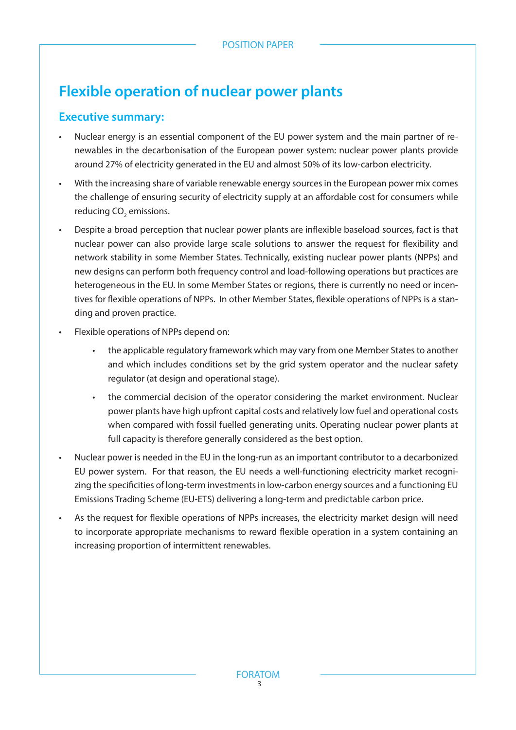# Flexible operation of nuclear power plants

## Executive summary:

- Nuclear energy is an essential component of the EU power system and the main partner of renewables in the decarbonisation of the European power system: nuclear power plants provide around 27% of electricity generated in the EU and almost 50% of its low-carbon electricity.
- With the increasing share of variable renewable energy sources in the European power mix comes the challenge of ensuring security of electricity supply at an affordable cost for consumers while reducing $CO_2$ emissions.
- Despite a broad perception that nuclear power plants are inflexible baseload sources, fact is that nuclear power can also provide large scale solutions to answer the request for flexibility and network stability in some Member States. Technically, existing nuclear power plants (NPPs) and new designs can perform both frequency control and load-following operations but practices are heterogeneous in the EU. In some Member States or regions, there is currently no need or incentives for flexible operations of NPPs. In other Member States, flexible operations of NPPs is a standing and proven practice.
- Flexible operations of NPPs depend on:
    - the applicable regulatory framework which may vary from one Member States to another and which includes conditions set by the grid system operator and the nuclear safety regulator (at design and operational stage).
    - the commercial decision of the operator considering the market environment. Nuclear power plants have high upfront capital costs and relatively low fuel and operational costs when compared with fossil fuelled generating units. Operating nuclear power plants at full capacity is therefore generally considered as the best option.
- Nuclear power is needed in the EU in the long-run as an important contributor to a decarbonized EU power system. For that reason, the EU needs a well-functioning electricity market recognizing the specificities of long-term investments in low-carbon energy sources and a functioning EU Emissions Trading Scheme (EU-ETS) delivering a long-term and predictable carbon price.
- As the request for flexible operations of NPPs increases, the electricity market design will need to incorporate appropriate mechanisms to reward flexible operation in a system containing an increasing proportion of intermittent renewables.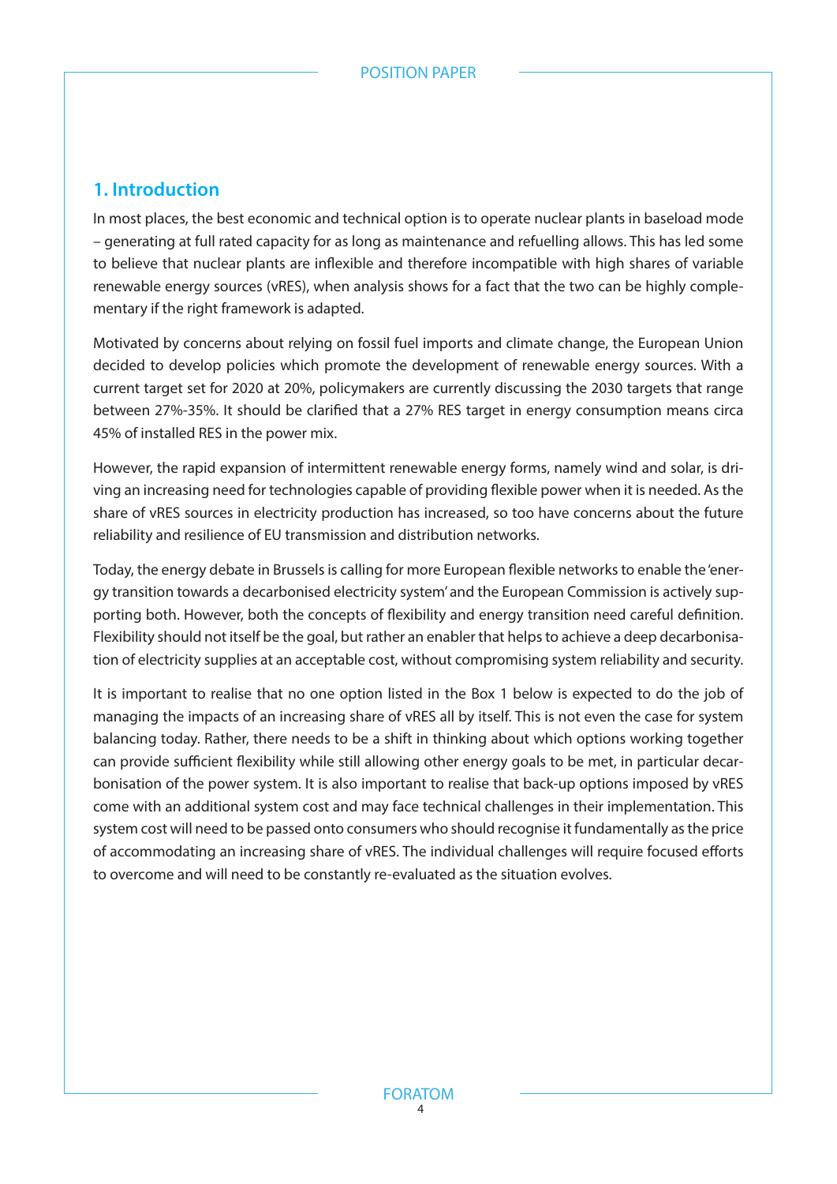## 1. Introduction

In most places, the best economic and technical option is to operate nuclear plants in baseload mode – generating at full rated capacity for as long as maintenance and refuelling allows. This has led some to believe that nuclear plants are inflexible and therefore incompatible with high shares of variable renewable energy sources (vRES), when analysis shows for a fact that the two can be highly complementary if the right framework is adapted.

Motivated by concerns about relying on fossil fuel imports and climate change, the European Union decided to develop policies which promote the development of renewable energy sources. With a current target set for 2020 at 20%, policymakers are currently discussing the 2030 targets that range between 27%-35%. It should be clarified that a 27% RES target in energy consumption means circa 45% of installed RES in the power mix.

However, the rapid expansion of intermittent renewable energy forms, namely wind and solar, is driving an increasing need for technologies capable of providing flexible power when it is needed. As the share of vRES sources in electricity production has increased, so too have concerns about the future reliability and resilience of EU transmission and distribution networks.

Today, the energy debate in Brussels is calling for more European flexible networks to enable the 'energy transition towards a decarbonised electricity system' and the European Commission is actively supporting both. However, both the concepts of flexibility and energy transition need careful definition. Flexibility should not itself be the goal, but rather an enabler that helps to achieve a deep decarbonisation of electricity supplies at an acceptable cost, without compromising system reliability and security.

It is important to realise that no one option listed in the Box 1 below is expected to do the job of managing the impacts of an increasing share of vRES all by itself. This is not even the case for system balancing today. Rather, there needs to be a shift in thinking about which options working together can provide sufficient flexibility while still allowing other energy goals to be met, in particular decarbonisation of the power system. It is also important to realise that back-up options imposed by vRES come with an additional system cost and may face technical challenges in their implementation. This system cost will need to be passed onto consumers who should recognise it fundamentally as the price of accommodating an increasing share of vRES. The individual challenges will require focused efforts to overcome and will need to be constantly re-evaluated as the situation evolves.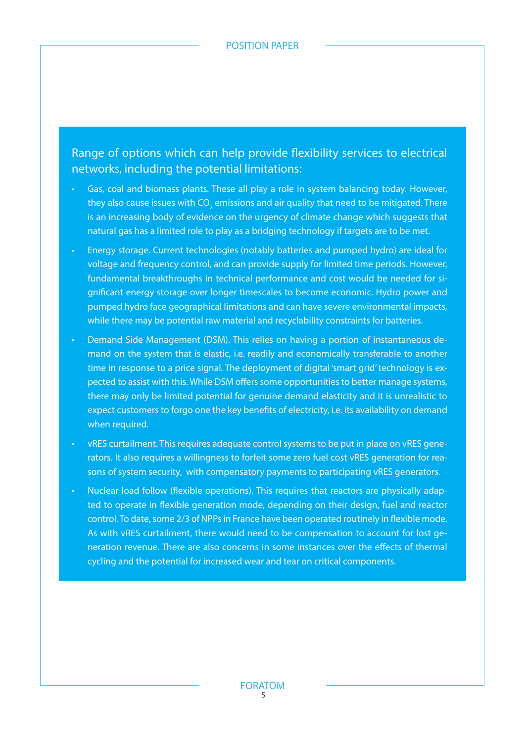### Range of options which can help provide flexibility services to electrical networks, including the potential limitations:

- Gas, coal and biomass plants. These all play a role in system balancing today. However, they also cause issues with $CO_2$ emissions and air quality that need to be mitigated. There is an increasing body of evidence on the urgency of climate change which suggests that natural gas has a limited role to play as a bridging technology if targets are to be met.
- Energy storage. Current technologies (notably batteries and pumped hydro) are ideal for voltage and frequency control, and can provide supply for limited time periods. However, fundamental breakthroughs in technical performance and cost would be needed for significant energy storage over longer timescales to become economic. Hydro power and pumped hydro face geographical limitations and can have severe environmental impacts, while there may be potential raw material and recyclability constraints for batteries.
- Demand Side Management (DSM). This relies on having a portion of instantaneous demand on the system that is elastic, i.e. readily and economically transferable to another time in response to a price signal. The deployment of digital 'smart grid' technology is expected to assist with this. While DSM offers some opportunities to better manage systems, there may only be limited potential for genuine demand elasticity and it is unrealistic to expect customers to forgo one the key benefits of electricity, i.e. its availability on demand when required.
- vRES curtailment. This requires adequate control systems to be put in place on vRES generators. It also requires a willingness to forfeit some zero fuel cost vRES generation for reasons of system security, with compensatory payments to participating vRES generators.
- Nuclear load follow (flexible operations). This requires that reactors are physically adapted to operate in flexible generation mode, depending on their design, fuel and reactor control. To date, some 2/3 of NPPs in France have been operated routinely in flexible mode. As with vRES curtailment, there would need to be compensation to account for lost generation revenue. There are also concerns in some instances over the effects of thermal cycling and the potential for increased wear and tear on critical components.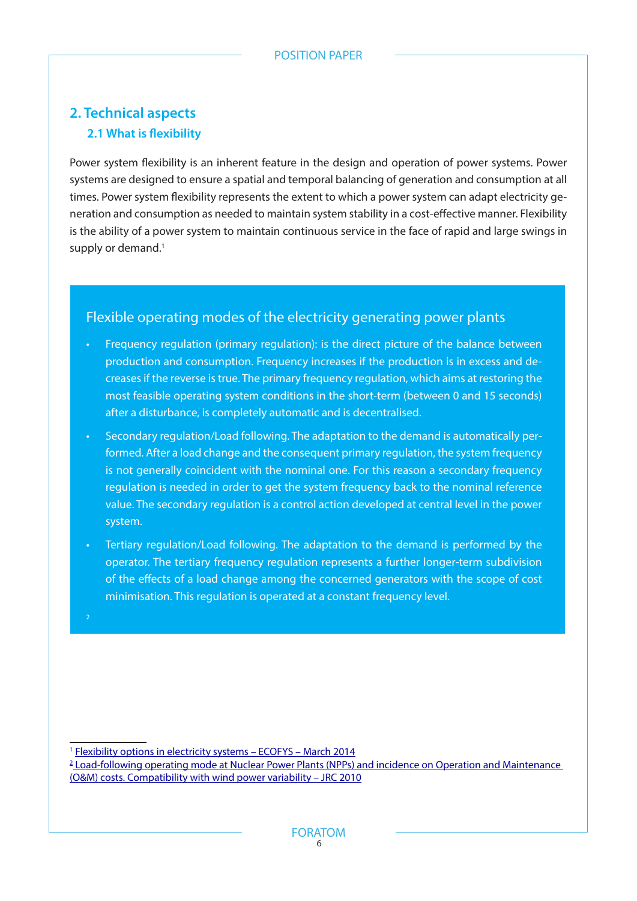## 2. Technical aspects

### 2.1 What is flexibility

Power system flexibility is an inherent feature in the design and operation of power systems. Power systems are designed to ensure a spatial and temporal balancing of generation and consumption at all times. Power system flexibility represents the extent to which a power system can adapt electricity generation and consumption as needed to maintain system stability in a cost-effective manner. Flexibility is the ability of a power system to maintain continuous service in the face of rapid and large swings in supply or demand.[1]

#### Flexible operating modes of the electricity generating power plants

- Frequency regulation (primary regulation): is the direct picture of the balance between production and consumption. Frequency increases if the production is in excess and decreases if the reverse is true. The primary frequency regulation, which aims at restoring the most feasible operating system conditions in the short-term (between 0 and 15 seconds) after a disturbance, is completely automatic and is decentralised.
- Secondary regulation/Load following. The adaptation to the demand is automatically performed. After a load change and the consequent primary regulation, the system frequency is not generally coincident with the nominal one. For this reason a secondary frequency regulation is needed in order to get the system frequency back to the nominal reference value. The secondary regulation is a control action developed at central level in the power system.
- Tertiary regulation/Load following. The adaptation to the demand is performed by the operator. The tertiary frequency regulation represents a further longer-term subdivision of the effects of a load change among the concerned generators with the scope of cost minimisation. This regulation is operated at a constant frequency level.

[2]

---

[1] Flexibility options in electricity systems – ECOFYS – March 2014

[2] Load-following operating mode at Nuclear Power Plants (NPPs) and incidence on Operation and Maintenance (O&M) costs. Compatibility with wind power variability – JRC 2010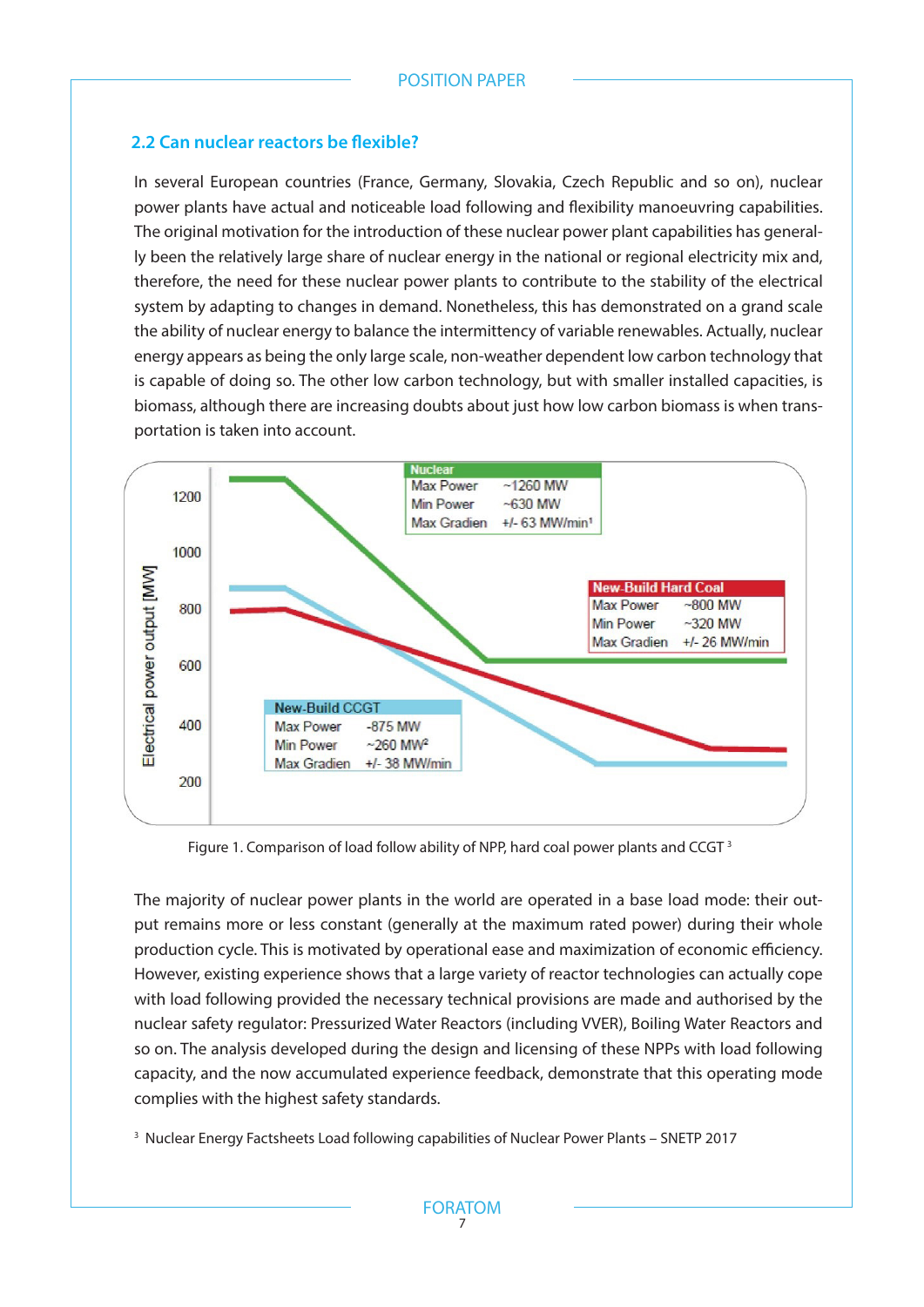## 2.2 Can nuclear reactors be flexible?

In several European countries (France, Germany, Slovakia, Czech Republic and so on), nuclear power plants have actual and noticeable load following and flexibility manoeuvring capabilities. The original motivation for the introduction of these nuclear power plant capabilities has generally been the relatively large share of nuclear energy in the national or regional electricity mix and, therefore, the need for these nuclear power plants to contribute to the stability of the electrical system by adapting to changes in demand. Nonetheless, this has demonstrated on a grand scale the ability of nuclear energy to balance the intermittency of variable renewables. Actually, nuclear energy appears as being the only large scale, non-weather dependent low carbon technology that is capable of doing so. The other low carbon technology, but with smaller installed capacities, is biomass, although there are increasing doubts about just how low carbon biomass is when transportation is taken into account.

| Nuclear | |
|---|---|
| Max Power | ~1260 MW |
| Min Power | ~630 MW |
| Max Gradien | +/- 63 MW/min[1] |

| New-Build Hard Coal | |
|---|---|
| Max Power | ~800 MW |
| Min Power | ~320 MW |
| Max Gradien | +/- 26 MW/min |

| New-Build CCGT | |
|---|---|
| Max Power | -875 MW |
| Min Power | ~260 MW[2] |
| Max Gradien | +/- 38 MW/min |

Figure 1. Comparison of load follow ability of NPP, hard coal power plants and CCGT [3]

The majority of nuclear power plants in the world are operated in a base load mode: their output remains more or less constant (generally at the maximum rated power) during their whole production cycle. This is motivated by operational ease and maximization of economic efficiency. However, existing experience shows that a large variety of reactor technologies can actually cope with load following provided the necessary technical provisions are made and authorised by the nuclear safety regulator: Pressurized Water Reactors (including VVER), Boiling Water Reactors and so on. The analysis developed during the design and licensing of these NPPs with load following capacity, and the now accumulated experience feedback, demonstrate that this operating mode complies with the highest safety standards.

[3] Nuclear Energy Factsheets Load following capabilities of Nuclear Power Plants – SNETP 2017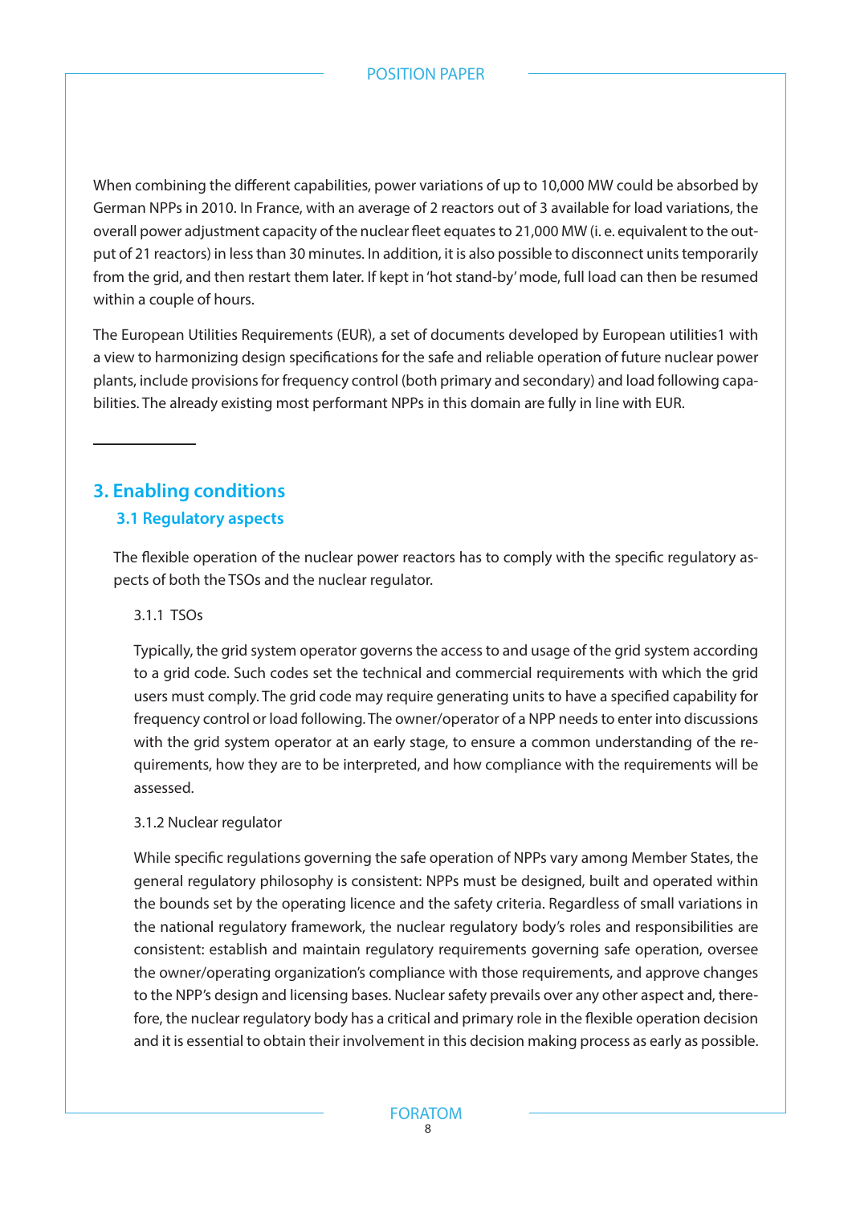When combining the different capabilities, power variations of up to 10,000 MW could be absorbed by German NPPs in 2010. In France, with an average of 2 reactors out of 3 available for load variations, the overall power adjustment capacity of the nuclear fleet equates to 21,000 MW (i. e. equivalent to the output of 21 reactors) in less than 30 minutes. In addition, it is also possible to disconnect units temporarily from the grid, and then restart them later. If kept in 'hot stand-by' mode, full load can then be resumed within a couple of hours.

The European Utilities Requirements (EUR), a set of documents developed by European utilities[1] with a view to harmonizing design specifications for the safe and reliable operation of future nuclear power plants, include provisions for frequency control (both primary and secondary) and load following capabilities. The already existing most performant NPPs in this domain are fully in line with EUR.

---

# 3. Enabling conditions

## 3.1 Regulatory aspects

The flexible operation of the nuclear power reactors has to comply with the specific regulatory aspects of both the TSOs and the nuclear regulator.

### 3.1.1 TSOs

Typically, the grid system operator governs the access to and usage of the grid system according to a grid code. Such codes set the technical and commercial requirements with which the grid users must comply. The grid code may require generating units to have a specified capability for frequency control or load following. The owner/operator of a NPP needs to enter into discussions with the grid system operator at an early stage, to ensure a common understanding of the requirements, how they are to be interpreted, and how compliance with the requirements will be assessed.

### 3.1.2 Nuclear regulator

While specific regulations governing the safe operation of NPPs vary among Member States, the general regulatory philosophy is consistent: NPPs must be designed, built and operated within the bounds set by the operating licence and the safety criteria. Regardless of small variations in the national regulatory framework, the nuclear regulatory body's roles and responsibilities are consistent: establish and maintain regulatory requirements governing safe operation, oversee the owner/operating organization's compliance with those requirements, and approve changes to the NPP's design and licensing bases. Nuclear safety prevails over any other aspect and, therefore, the nuclear regulatory body has a critical and primary role in the flexible operation decision and it is essential to obtain their involvement in this decision making process as early as possible.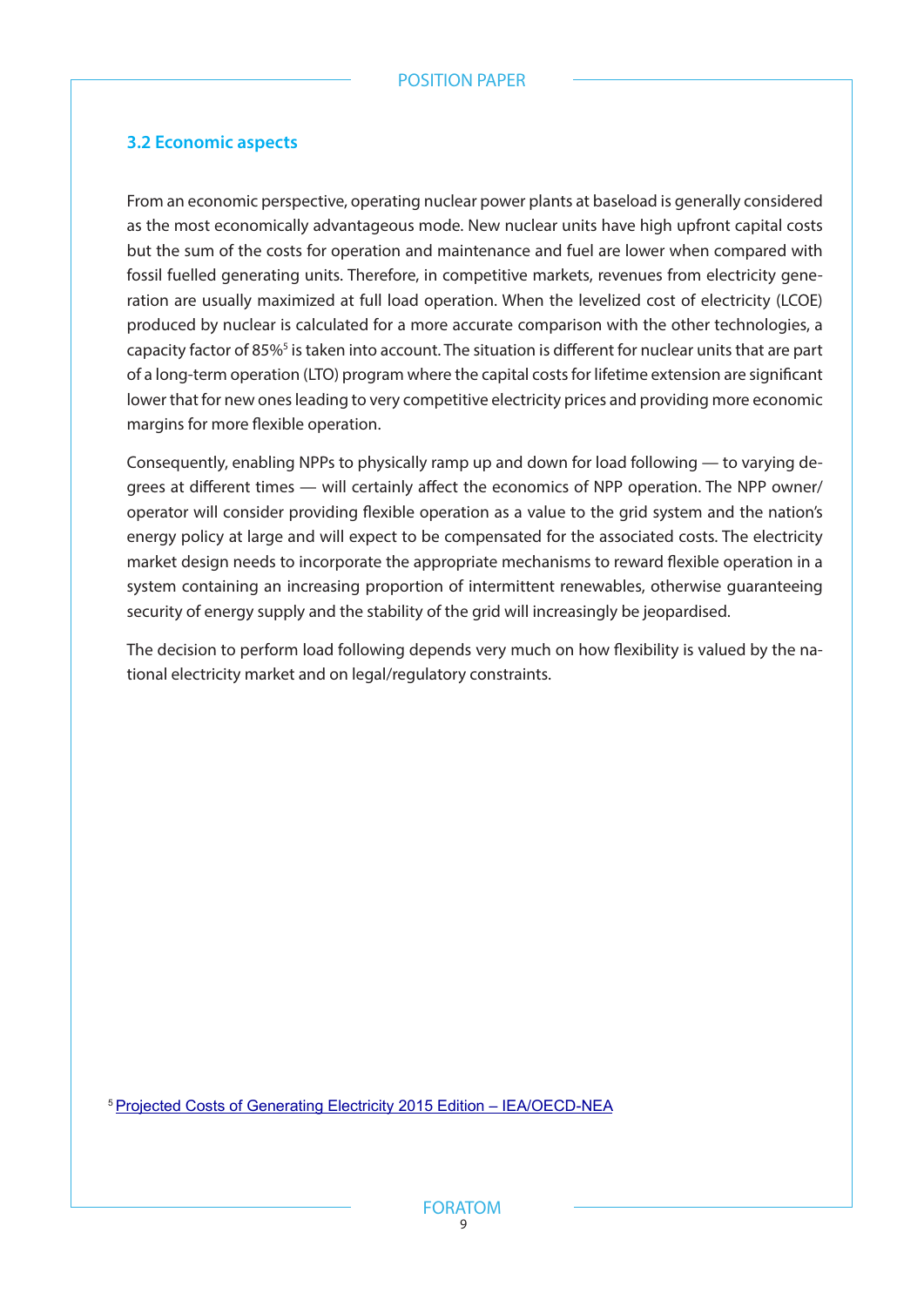### 3.2 Economic aspects

From an economic perspective, operating nuclear power plants at baseload is generally considered as the most economically advantageous mode. New nuclear units have high upfront capital costs but the sum of the costs for operation and maintenance and fuel are lower when compared with fossil fuelled generating units. Therefore, in competitive markets, revenues from electricity generation are usually maximized at full load operation. When the levelized cost of electricity (LCOE) produced by nuclear is calculated for a more accurate comparison with the other technologies, a capacity factor of 85%[5] is taken into account. The situation is different for nuclear units that are part of a long-term operation (LTO) program where the capital costs for lifetime extension are significant lower that for new ones leading to very competitive electricity prices and providing more economic margins for more flexible operation.

Consequently, enabling NPPs to physically ramp up and down for load following — to varying degrees at different times — will certainly affect the economics of NPP operation. The NPP owner/operator will consider providing flexible operation as a value to the grid system and the nation's energy policy at large and will expect to be compensated for the associated costs. The electricity market design needs to incorporate the appropriate mechanisms to reward flexible operation in a system containing an increasing proportion of intermittent renewables, otherwise guaranteeing security of energy supply and the stability of the grid will increasingly be jeopardised.

The decision to perform load following depends very much on how flexibility is valued by the national electricity market and on legal/regulatory constraints.

[5] Projected Costs of Generating Electricity 2015 Edition – IEA/OECD-NEA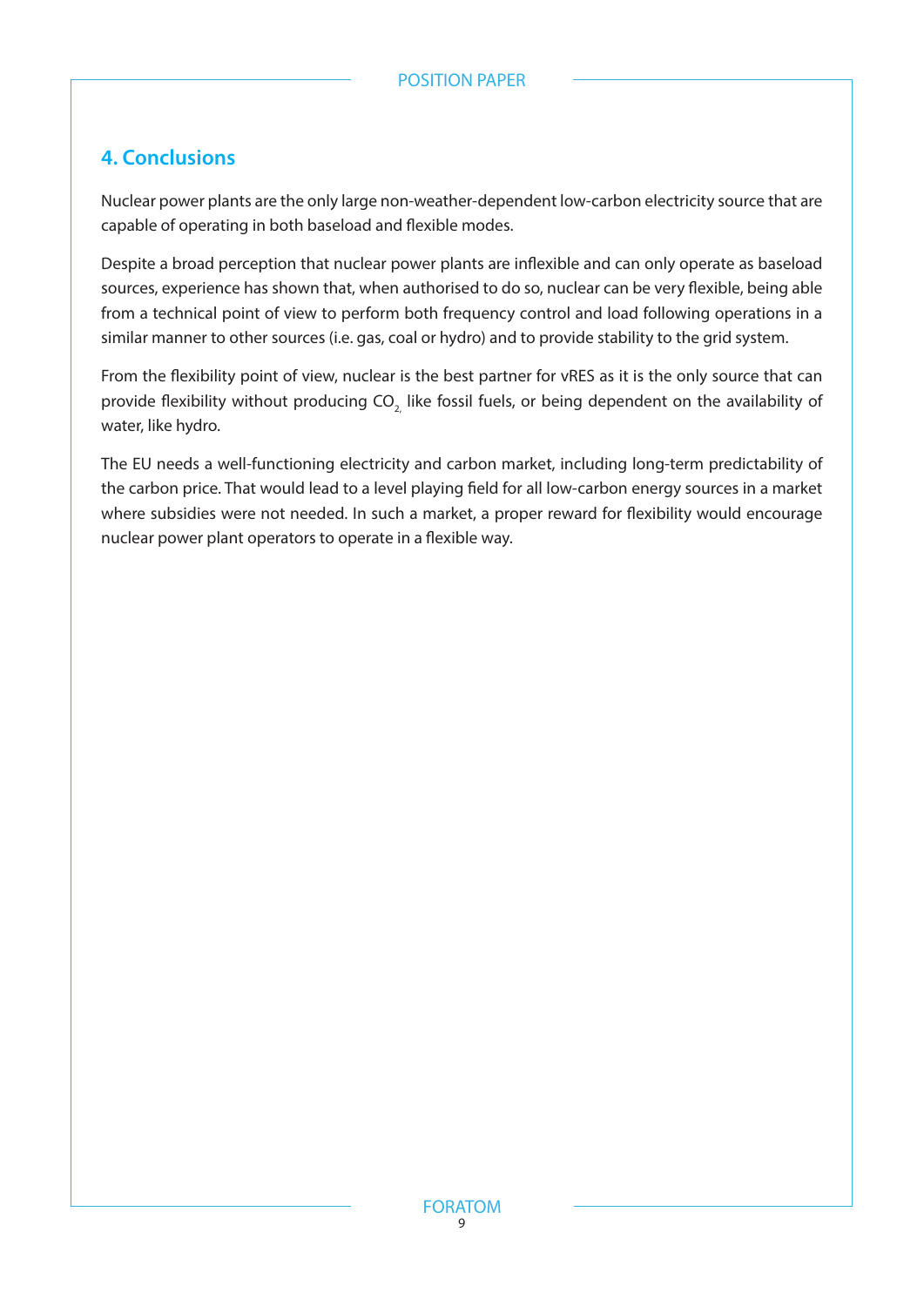## 4. Conclusions

Nuclear power plants are the only large non-weather-dependent low-carbon electricity source that are capable of operating in both baseload and flexible modes.

Despite a broad perception that nuclear power plants are inflexible and can only operate as baseload sources, experience has shown that, when authorised to do so, nuclear can be very flexible, being able from a technical point of view to perform both frequency control and load following operations in a similar manner to other sources (i.e. gas, coal or hydro) and to provide stability to the grid system.

From the flexibility point of view, nuclear is the best partner for vRES as it is the only source that can provide flexibility without producing $CO_2$, like fossil fuels, or being dependent on the availability of water, like hydro.

The EU needs a well-functioning electricity and carbon market, including long-term predictability of the carbon price. That would lead to a level playing field for all low-carbon energy sources in a market where subsidies were not needed. In such a market, a proper reward for flexibility would encourage nuclear power plant operators to operate in a flexible way.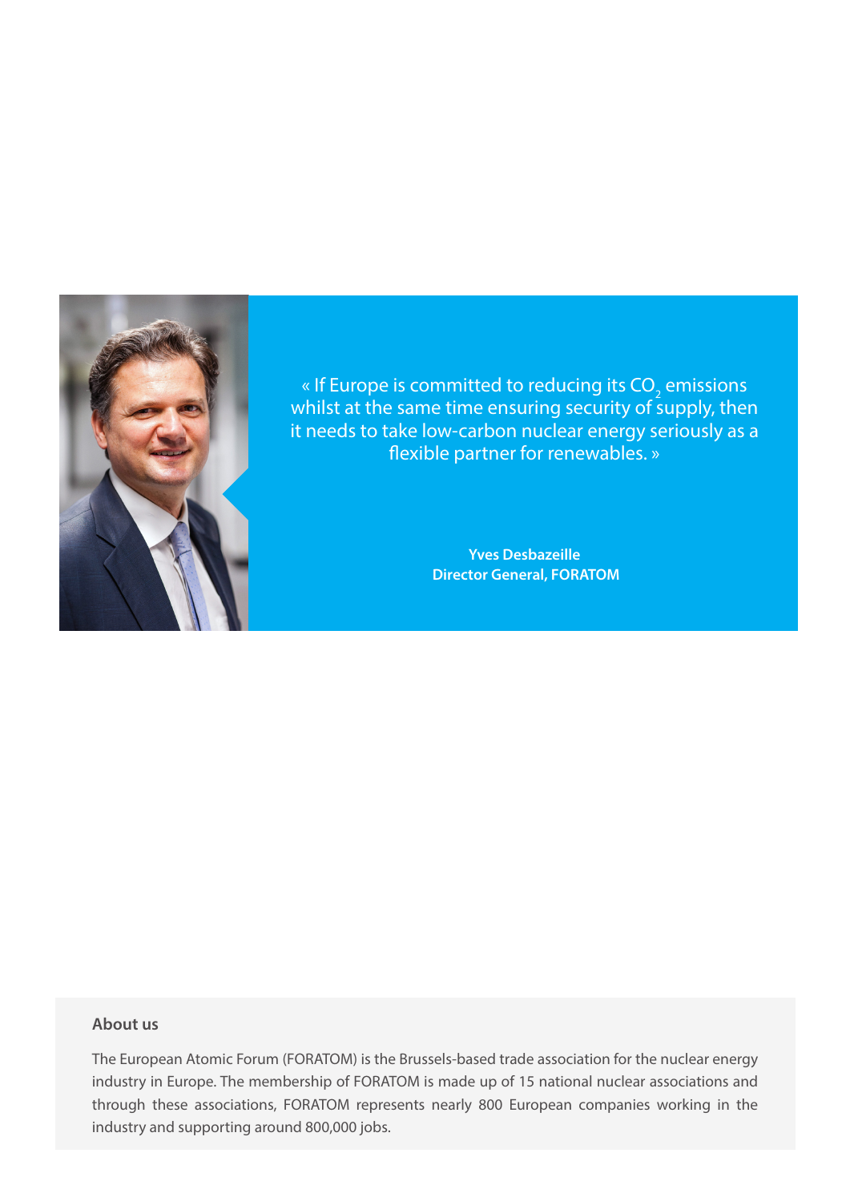« If Europe is committed to reducing its $CO_2$ emissions whilst at the same time ensuring security of supply, then it needs to take low-carbon nuclear energy seriously as a flexible partner for renewables. »

**Yves Desbazeille**
**Director General, FORATOM**

### About us

The European Atomic Forum (FORATOM) is the Brussels-based trade association for the nuclear energy industry in Europe. The membership of FORATOM is made up of 15 national nuclear associations and through these associations, FORATOM represents nearly 800 European companies working in the industry and supporting around 800,000 jobs.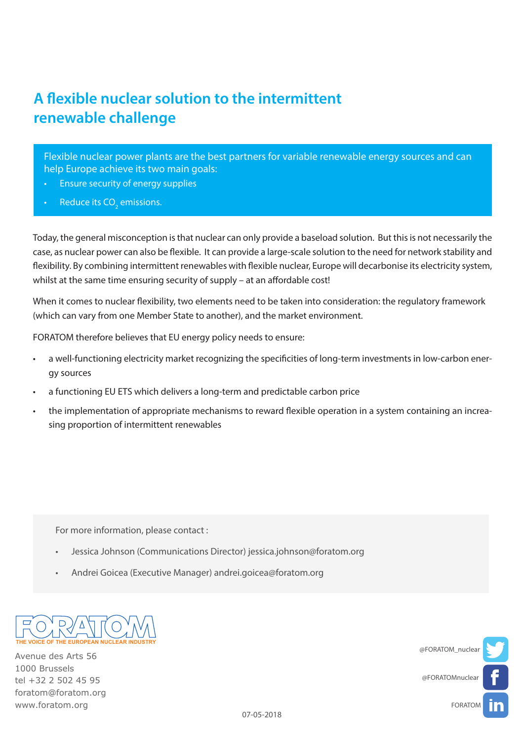# A flexible nuclear solution to the intermittent renewable challenge

Flexible nuclear power plants are the best partners for variable renewable energy sources and can help Europe achieve its two main goals:

- Ensure security of energy supplies
- Reduce its $CO_2$ emissions.

Today, the general misconception is that nuclear can only provide a baseload solution. But this is not necessarily the case, as nuclear power can also be flexible. It can provide a large-scale solution to the need for network stability and flexibility. By combining intermittent renewables with flexible nuclear, Europe will decarbonise its electricity system, whilst at the same time ensuring security of supply – at an affordable cost!

When it comes to nuclear flexibility, two elements need to be taken into consideration: the regulatory framework (which can vary from one Member State to another), and the market environment.

FORATOM therefore believes that EU energy policy needs to ensure:

- a well-functioning electricity market recognizing the specificities of long-term investments in low-carbon energy sources
- a functioning EU ETS which delivers a long-term and predictable carbon price
- the implementation of appropriate mechanisms to reward flexible operation in a system containing an increasing proportion of intermittent renewables

For more information, please contact :

- Jessica Johnson (Communications Director) jessica.johnson@foratom.org
- Andrei Goicea (Executive Manager) andrei.goicea@foratom.org

FORATOM
THE VOICE OF THE EUROPEAN NUCLEAR INDUSTRY

Avenue des Arts 56
1000 Brussels
tel +32 2 502 45 95
foratom@foratom.org
www.foratom.org

07-05-2018

@FORATOM_nuclear
@FORATOMnuclear
FORATOM